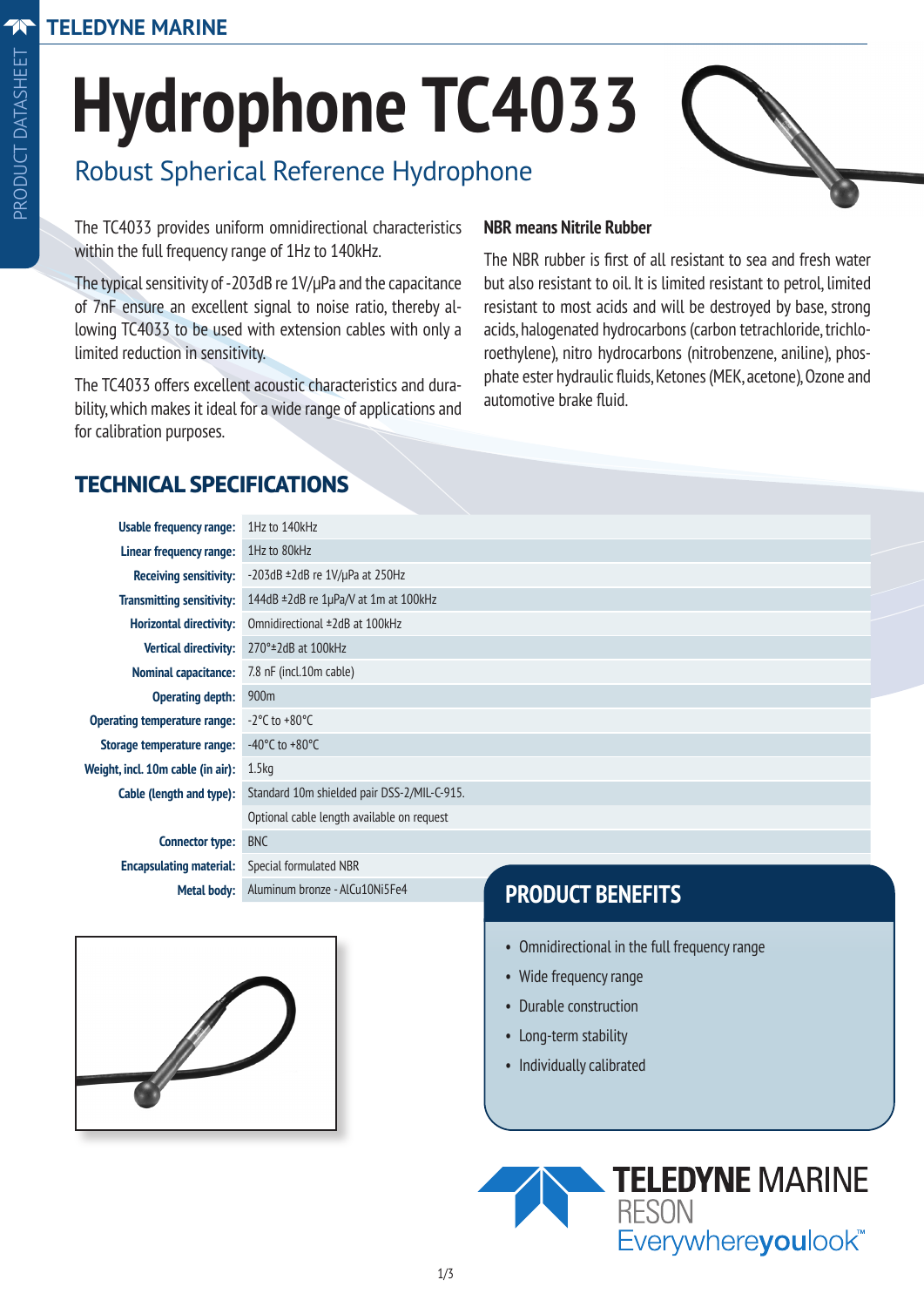# Hydrophone TC4033

## Robust Spherical Reference Hydrophone

The TC4033 provides uniform omnidirectional characteristics within the full frequency range of 1Hz to 140kHz.

The typical sensitivity of -203dB re 1V/µPa and the capacitance of 7nF ensure an excellent signal to noise ratio, thereby allowing TC4033 to be used with extension cables with only a limited reduction in sensitivity.

The TC4033 offers excellent acoustic characteristics and durability, which makes it ideal for a wide range of applications and for calibration purposes.

**NBR means Nitrile Rubber**

The NBR rubber is first of all resistant to sea and fresh water but also resistant to oil. It is limited resistant to petrol, limited resistant to most acids and will be destroyed by base, strong acids, halogenated hydrocarbons (carbon tetrachloride, trichloroethylene), nitro hydrocarbons (nitrobenzene, aniline), phosphate ester hydraulic fluids, Ketones (MEK, acetone), Ozone and automotive brake fluid.

## TECHNICAL SPECIFICATIONS

| | |
|---|---|
| **Usable frequency range:** | 1Hz to 140kHz |
| **Linear frequency range:** | 1Hz to 80kHz |
| **Receiving sensitivity:** | -203dB ±2dB re 1V/µPa at 250Hz |
| **Transmitting sensitivity:** | 144dB ±2dB re 1µPa/V at 1m at 100kHz |
| **Horizontal directivity:** | Omnidirectional ±2dB at 100kHz |
| **Vertical directivity:** | 270°±2dB at 100kHz |
| **Nominal capacitance:** | 7.8 nF (incl.10m cable) |
| **Operating depth:** | 900m |
| **Operating temperature range:** | -2°C to +80°C |
| **Storage temperature range:** | -40°C to +80°C |
| **Weight, incl. 10m cable (in air):** | 1.5kg |
| **Cable (length and type):** | Standard 10m shielded pair DSS-2/MIL-C-915. |
| | Optional cable length available on request |
| **Connector type:** | BNC |
| **Encapsulating material:** | Special formulated NBR |
| **Metal body:** | Aluminum bronze - AlCu10Ni5Fe4 |

## PRODUCT BENEFITS

- Omnidirectional in the full frequency range
- Wide frequency range
- Durable construction
- Long-term stability
- Individually calibrated

TELEDYNE MARINE
RESON
Everywhereyoulook™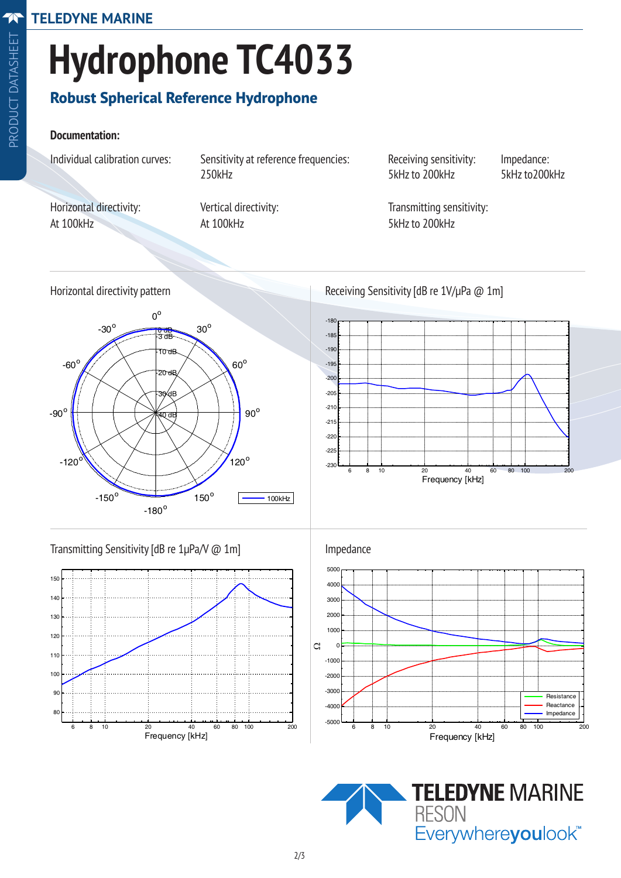# Hydrophone TC4033

## Robust Spherical Reference Hydrophone

**Documentation:**

| Individual calibration curves: | Sensitivity at reference frequencies: | Receiving sensitivity: | Impedance: |
|---|---|---|---|
| | 250kHz | 5kHz to 200kHz | 5kHz to200kHz |
| Horizontal directivity: | Vertical directivity: | Transmitting sensitivity: | |
| At 100kHz | At 100kHz | 5kHz to 200kHz | |

Horizontal directivity pattern

Receiving Sensitivity [dB re 1V/μPa @ 1m]

Transmitting Sensitivity [dB re 1μPa/V @ 1m]

Impedance

TELEDYNE MARINE RESON Everywhereyoulook™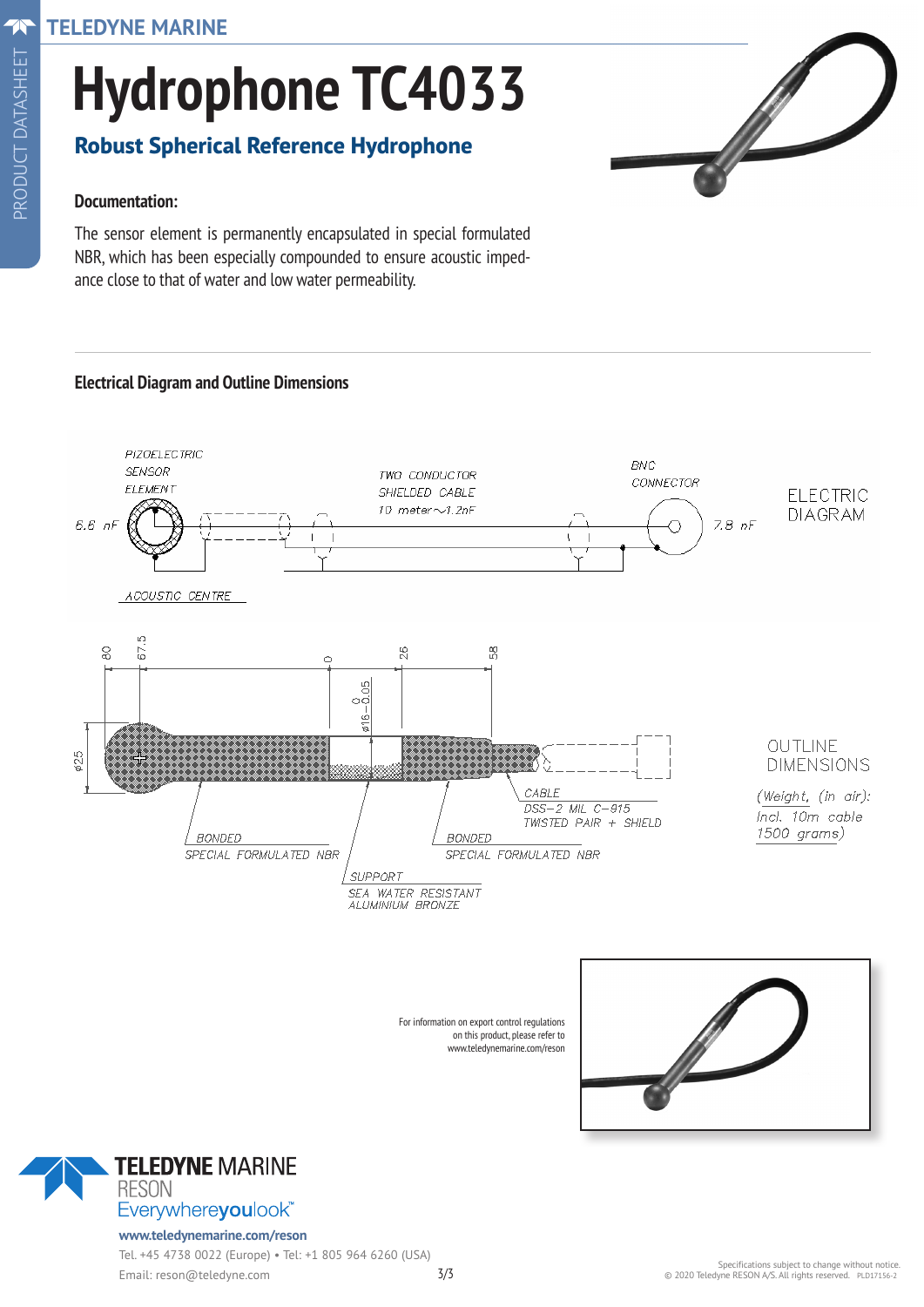# Hydrophone TC4033

## Robust Spherical Reference Hydrophone

**Documentation:**

The sensor element is permanently encapsulated in special formulated NBR, which has been especially compounded to ensure acoustic impedance close to that of water and low water permeability.

**Electrical Diagram and Outline Dimensions**

PIZOELECTRIC SENSOR ELEMENT

6.6 nF

TWO CONDUCTOR SHIELDED CABLE

10 meter~1.2nF

BNC CONNECTOR

7.8 nF

ELECTRIC DIAGRAM

ACOUSTIC CENTRE

80

67.5

0

26

58

ø16 −0.05 / 0

ø25

BONDED SPECIAL FORMULATED NBR

SUPPORT SEA WATER RESISTANT ALUMINIUM BRONZE

BONDED SPECIAL FORMULATED NBR

CABLE DSS−2 MIL C−915 TWISTED PAIR + SHIELD

OUTLINE DIMENSIONS

(Weight, (in air): Incl. 10m cable 1500 grams)

For information on export control regulations on this product, please refer to www.teledynemarine.com/reson

**TELEDYNE MARINE** RESON

Everywhereyoulook™

**www.teledynemarine.com/reson**

Tel. +45 4738 0022 (Europe) • Tel: +1 805 964 6260 (USA)

Email: reson@teledyne.com

Specifications subject to change without notice.
© 2020 Teledyne RESON A/S. All rights reserved. PLD17156-2